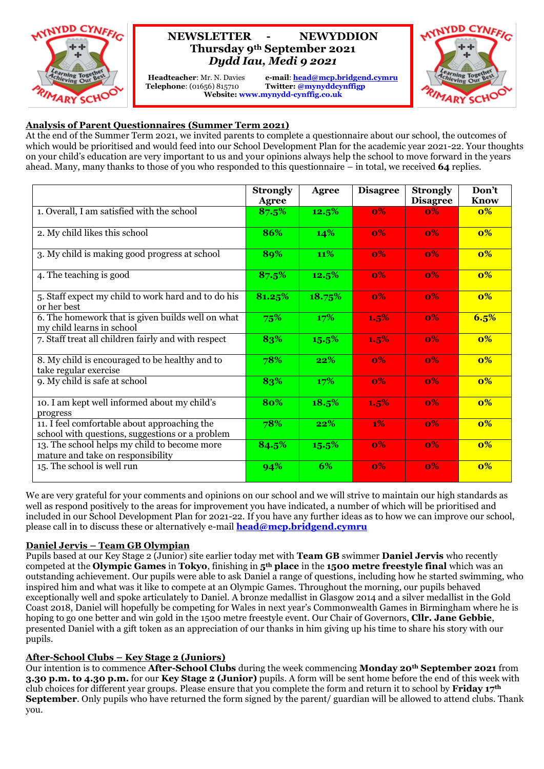# NEWSLETTER - NEWYDDION

## Thursday 9th September 2021

## *Dydd Iau, Medi 9 2021*

**Headteacher**: Mr. N. Davies
**Telephone**: (01656) 815710
**e-mail**: head@mcp.bridgend.cymru
**Twitter: @mynyddcynffigp**
**Website: www.mynydd-cynffig.co.uk**

## Analysis of Parent Questionnaires (Summer Term 2021)

At the end of the Summer Term 2021, we invited parents to complete a questionnaire about our school, the outcomes of which would be prioritised and would feed into our School Development Plan for the academic year 2021-22. Your thoughts on your child's education are very important to us and your opinions always help the school to move forward in the years ahead. Many, many thanks to those of you who responded to this questionnaire – in total, we received **64** replies.

| | Strongly Agree | Agree | Disagree | Strongly Disagree | Don't Know |
|---|---|---|---|---|---|
| 1. Overall, I am satisfied with the school | 87.5% | 12.5% | 0% | 0% | 0% |
| 2. My child likes this school | 86% | 14% | 0% | 0% | 0% |
| 3. My child is making good progress at school | 89% | 11% | 0% | 0% | 0% |
| 4. The teaching is good | 87.5% | 12.5% | 0% | 0% | 0% |
| 5. Staff expect my child to work hard and to do his or her best | 81.25% | 18.75% | 0% | 0% | 0% |
| 6. The homework that is given builds well on what my child learns in school | 75% | 17% | 1.5% | 0% | 6.5% |
| 7. Staff treat all children fairly and with respect | 83% | 15.5% | 1.5% | 0% | 0% |
| 8. My child is encouraged to be healthy and to take regular exercise | 78% | 22% | 0% | 0% | 0% |
| 9. My child is safe at school | 83% | 17% | 0% | 0% | 0% |
| 10. I am kept well informed about my child's progress | 80% | 18.5% | 1.5% | 0% | 0% |
| 11. I feel comfortable about approaching the school with questions, suggestions or a problem | 78% | 22% | 1% | 0% | 0% |
| 13. The school helps my child to become more mature and take on responsibility | 84.5% | 15.5% | 0% | 0% | 0% |
| 15. The school is well run | 94% | 6% | 0% | 0% | 0% |

We are very grateful for your comments and opinions on our school and we will strive to maintain our high standards as well as respond positively to the areas for improvement you have indicated, a number of which will be prioritised and included in our School Development Plan for 2021-22. If you have any further ideas as to how we can improve our school, please call in to discuss these or alternatively e-mail **head@mcp.bridgend.cymru**

## Daniel Jervis – Team GB Olympian

Pupils based at our Key Stage 2 (Junior) site earlier today met with **Team GB** swimmer **Daniel Jervis** who recently competed at the **Olympic Games** in **Tokyo**, finishing in **5th place** in the **1500 metre freestyle final** which was an outstanding achievement. Our pupils were able to ask Daniel a range of questions, including how he started swimming, who inspired him and what was it like to compete at an Olympic Games. Throughout the morning, our pupils behaved exceptionally well and spoke articulately to Daniel. A bronze medallist in Glasgow 2014 and a silver medallist in the Gold Coast 2018, Daniel will hopefully be competing for Wales in next year's Commonwealth Games in Birmingham where he is hoping to go one better and win gold in the 1500 metre freestyle event. Our Chair of Governors, **Cllr. Jane Gebbie**, presented Daniel with a gift token as an appreciation of our thanks in him giving up his time to share his story with our pupils.

## After-School Clubs – Key Stage 2 (Juniors)

Our intention is to commence **After-School Clubs** during the week commencing **Monday 20th September 2021** from **3.30 p.m. to 4.30 p.m.** for our **Key Stage 2 (Junior)** pupils. A form will be sent home before the end of this week with club choices for different year groups. Please ensure that you complete the form and return it to school by **Friday 17th September**. Only pupils who have returned the form signed by the parent/ guardian will be allowed to attend clubs. Thank you.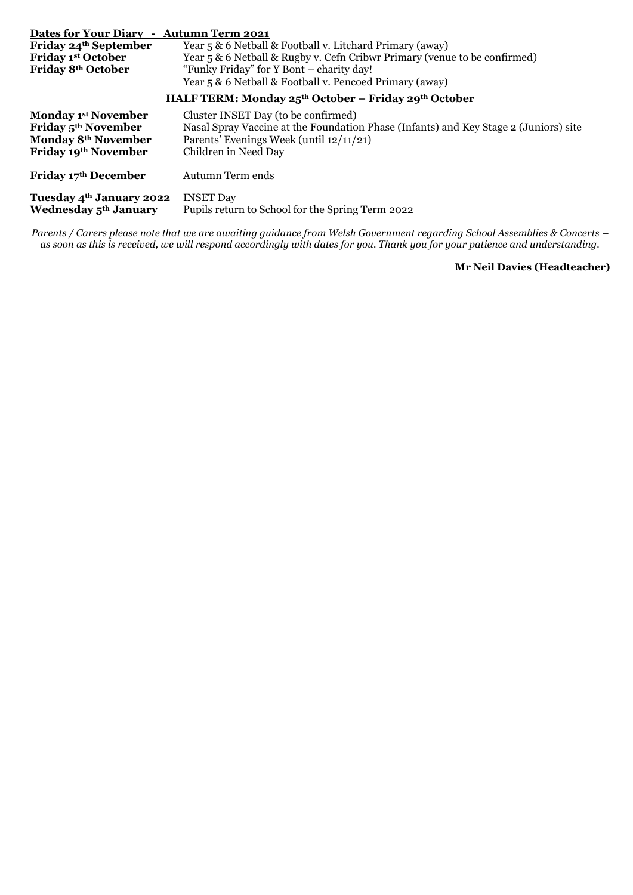**Dates for Your Diary - Autumn Term 2021**

| | |
|---|---|
| **Friday 24th September** | Year 5 & 6 Netball & Football v. Litchard Primary (away) |
| **Friday 1st October** | Year 5 & 6 Netball & Rugby v. Cefn Cribwr Primary (venue to be confirmed) |
| **Friday 8th October** | "Funky Friday" for Y Bont – charity day! |
| | Year 5 & 6 Netball & Football v. Pencoed Primary (away) |

**HALF TERM: Monday 25th October – Friday 29th October**

| | |
|---|---|
| **Monday 1st November** | Cluster INSET Day (to be confirmed) |
| **Friday 5th November** | Nasal Spray Vaccine at the Foundation Phase (Infants) and Key Stage 2 (Juniors) site |
| **Monday 8th November** | Parents' Evenings Week (until 12/11/21) |
| **Friday 19th November** | Children in Need Day |
| **Friday 17th December** | Autumn Term ends |
| **Tuesday 4th January 2022** | INSET Day |
| **Wednesday 5th January** | Pupils return to School for the Spring Term 2022 |

*Parents / Carers please note that we are awaiting guidance from Welsh Government regarding School Assemblies & Concerts – as soon as this is received, we will respond accordingly with dates for you. Thank you for your patience and understanding.*

**Mr Neil Davies (Headteacher)**